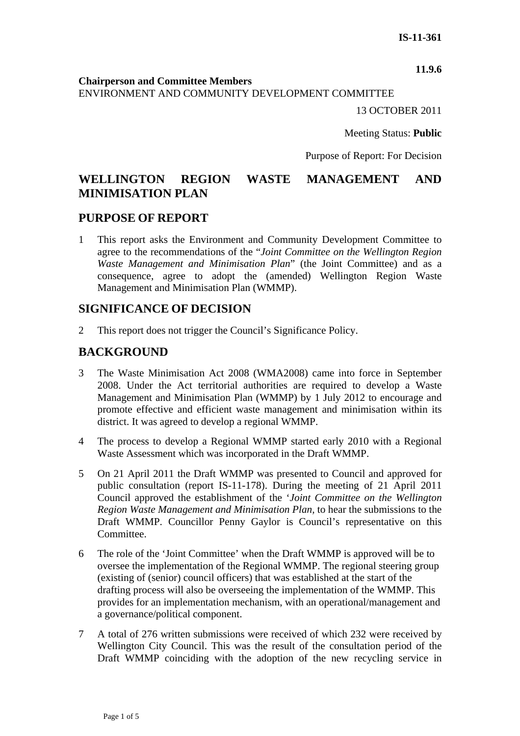**IS-11-361**

**11.9.6**

**Chairperson and Committee Members**
ENVIRONMENT AND COMMUNITY DEVELOPMENT COMMITTEE

13 OCTOBER 2011

Meeting Status: **Public**

Purpose of Report: For Decision

# WELLINGTON REGION WASTE MANAGEMENT AND MINIMISATION PLAN

## PURPOSE OF REPORT

1 This report asks the Environment and Community Development Committee to agree to the recommendations of the "*Joint Committee on the Wellington Region Waste Management and Minimisation Plan*" (the Joint Committee) and as a consequence, agree to adopt the (amended) Wellington Region Waste Management and Minimisation Plan (WMMP).

## SIGNIFICANCE OF DECISION

2 This report does not trigger the Council's Significance Policy.

## BACKGROUND

3 The Waste Minimisation Act 2008 (WMA2008) came into force in September 2008. Under the Act territorial authorities are required to develop a Waste Management and Minimisation Plan (WMMP) by 1 July 2012 to encourage and promote effective and efficient waste management and minimisation within its district. It was agreed to develop a regional WMMP.

4 The process to develop a Regional WMMP started early 2010 with a Regional Waste Assessment which was incorporated in the Draft WMMP.

5 On 21 April 2011 the Draft WMMP was presented to Council and approved for public consultation (report IS-11-178). During the meeting of 21 April 2011 Council approved the establishment of the '*Joint Committee on the Wellington Region Waste Management and Minimisation Plan,* to hear the submissions to the Draft WMMP. Councillor Penny Gaylor is Council's representative on this Committee.

6 The role of the 'Joint Committee' when the Draft WMMP is approved will be to oversee the implementation of the Regional WMMP. The regional steering group (existing of (senior) council officers) that was established at the start of the drafting process will also be overseeing the implementation of the WMMP. This provides for an implementation mechanism, with an operational/management and a governance/political component.

7 A total of 276 written submissions were received of which 232 were received by Wellington City Council. This was the result of the consultation period of the Draft WMMP coinciding with the adoption of the new recycling service in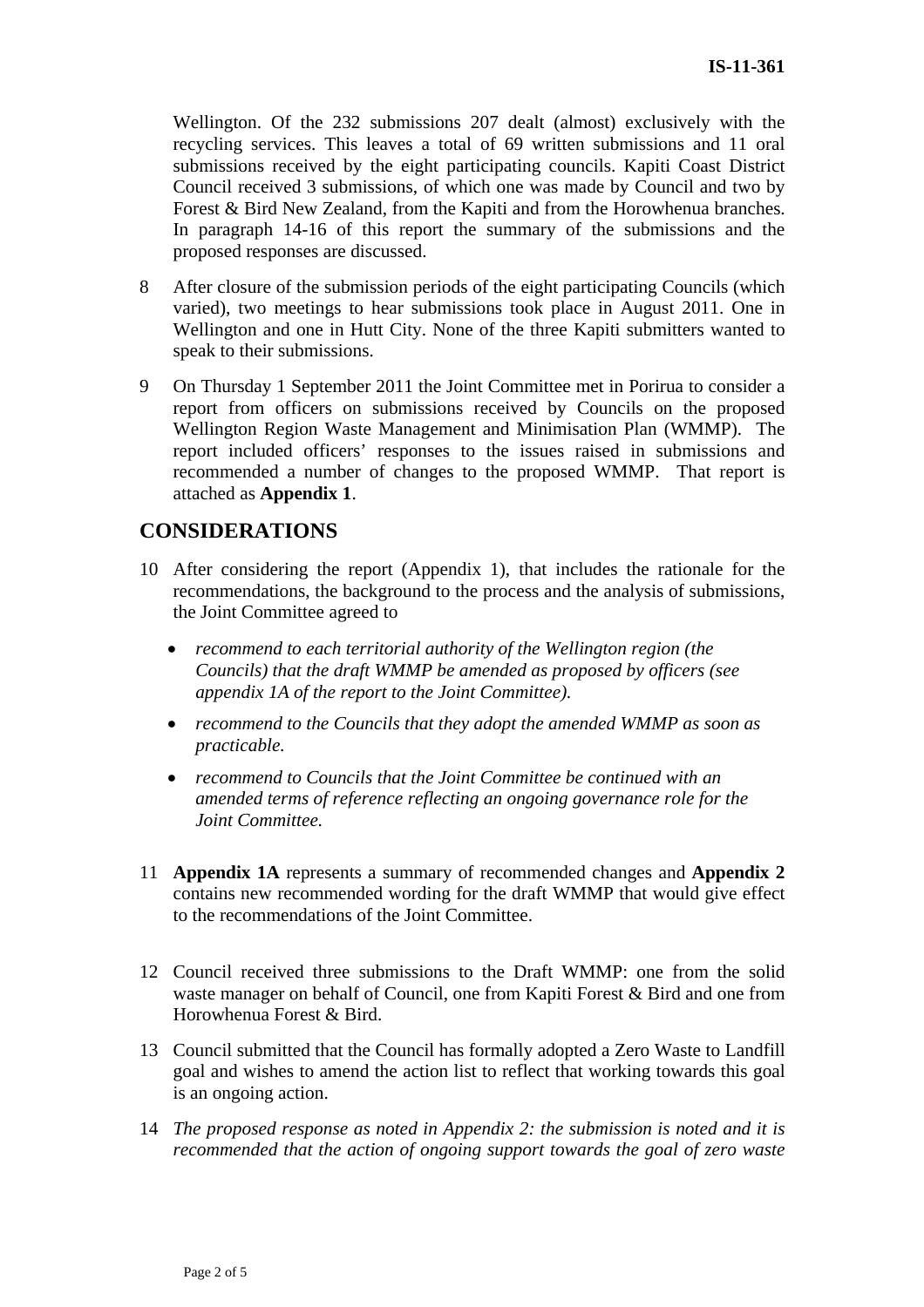Wellington. Of the 232 submissions 207 dealt (almost) exclusively with the recycling services. This leaves a total of 69 written submissions and 11 oral submissions received by the eight participating councils. Kapiti Coast District Council received 3 submissions, of which one was made by Council and two by Forest & Bird New Zealand, from the Kapiti and from the Horowhenua branches. In paragraph 14-16 of this report the summary of the submissions and the proposed responses are discussed.

8 After closure of the submission periods of the eight participating Councils (which varied), two meetings to hear submissions took place in August 2011. One in Wellington and one in Hutt City. None of the three Kapiti submitters wanted to speak to their submissions.

9 On Thursday 1 September 2011 the Joint Committee met in Porirua to consider a report from officers on submissions received by Councils on the proposed Wellington Region Waste Management and Minimisation Plan (WMMP). The report included officers' responses to the issues raised in submissions and recommended a number of changes to the proposed WMMP. That report is attached as **Appendix 1**.

## CONSIDERATIONS

10 After considering the report (Appendix 1), that includes the rationale for the recommendations, the background to the process and the analysis of submissions, the Joint Committee agreed to

- *recommend to each territorial authority of the Wellington region (the Councils) that the draft WMMP be amended as proposed by officers (see appendix 1A of the report to the Joint Committee).*
- *recommend to the Councils that they adopt the amended WMMP as soon as practicable.*
- *recommend to Councils that the Joint Committee be continued with an amended terms of reference reflecting an ongoing governance role for the Joint Committee.*

11 **Appendix 1A** represents a summary of recommended changes and **Appendix 2** contains new recommended wording for the draft WMMP that would give effect to the recommendations of the Joint Committee.

12 Council received three submissions to the Draft WMMP: one from the solid waste manager on behalf of Council, one from Kapiti Forest & Bird and one from Horowhenua Forest & Bird.

13 Council submitted that the Council has formally adopted a Zero Waste to Landfill goal and wishes to amend the action list to reflect that working towards this goal is an ongoing action.

14 *The proposed response as noted in Appendix 2: the submission is noted and it is recommended that the action of ongoing support towards the goal of zero waste*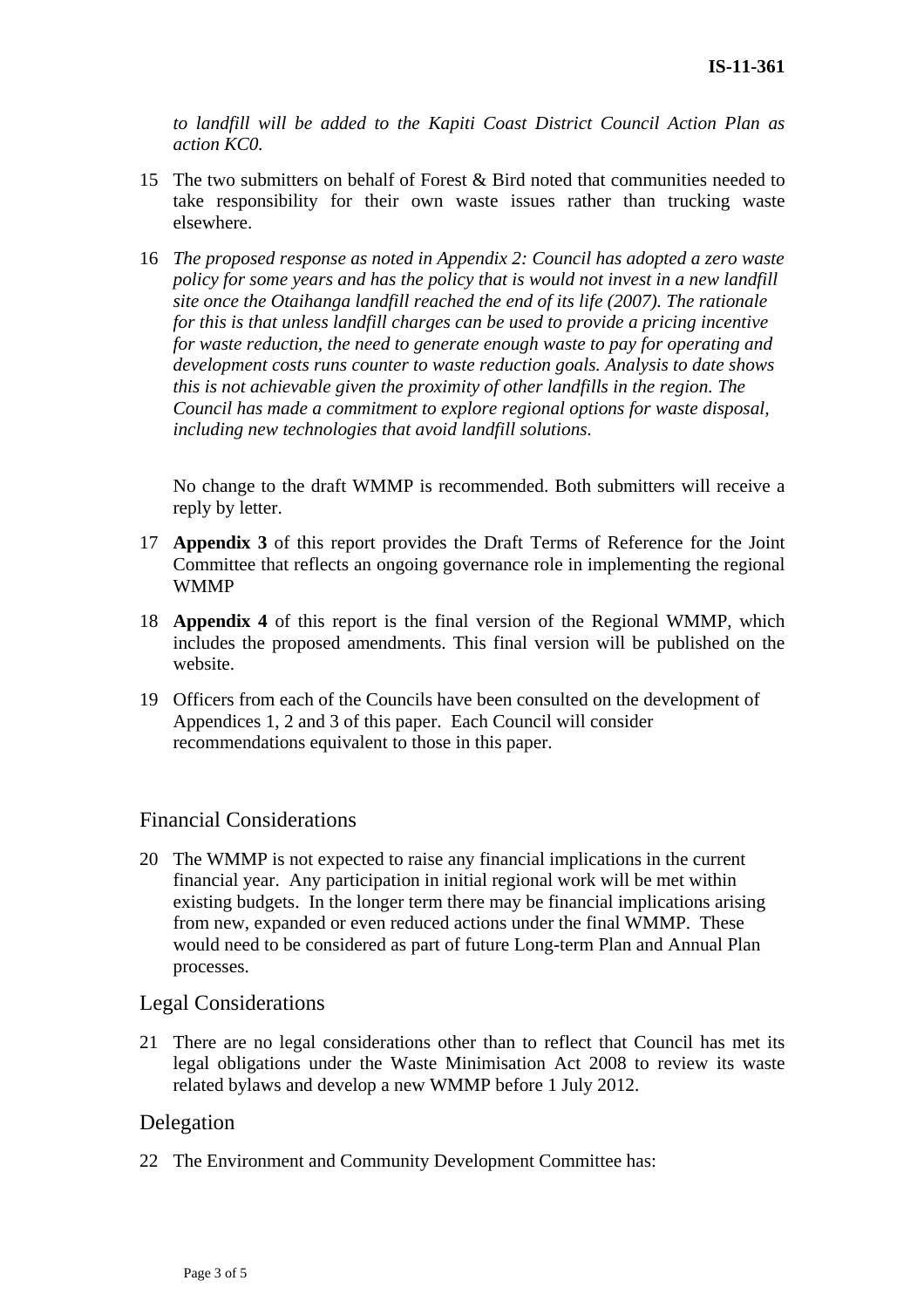*to landfill will be added to the Kapiti Coast District Council Action Plan as action KC0.*

15 The two submitters on behalf of Forest & Bird noted that communities needed to take responsibility for their own waste issues rather than trucking waste elsewhere.

16 *The proposed response as noted in Appendix 2: Council has adopted a zero waste policy for some years and has the policy that is would not invest in a new landfill site once the Otaihanga landfill reached the end of its life (2007). The rationale for this is that unless landfill charges can be used to provide a pricing incentive for waste reduction, the need to generate enough waste to pay for operating and development costs runs counter to waste reduction goals. Analysis to date shows this is not achievable given the proximity of other landfills in the region. The Council has made a commitment to explore regional options for waste disposal, including new technologies that avoid landfill solutions.*

No change to the draft WMMP is recommended. Both submitters will receive a reply by letter.

17 **Appendix 3** of this report provides the Draft Terms of Reference for the Joint Committee that reflects an ongoing governance role in implementing the regional WMMP

18 **Appendix 4** of this report is the final version of the Regional WMMP, which includes the proposed amendments. This final version will be published on the website.

19 Officers from each of the Councils have been consulted on the development of Appendices 1, 2 and 3 of this paper. Each Council will consider recommendations equivalent to those in this paper.

## Financial Considerations

20 The WMMP is not expected to raise any financial implications in the current financial year. Any participation in initial regional work will be met within existing budgets. In the longer term there may be financial implications arising from new, expanded or even reduced actions under the final WMMP. These would need to be considered as part of future Long-term Plan and Annual Plan processes.

## Legal Considerations

21 There are no legal considerations other than to reflect that Council has met its legal obligations under the Waste Minimisation Act 2008 to review its waste related bylaws and develop a new WMMP before 1 July 2012.

## Delegation

22 The Environment and Community Development Committee has: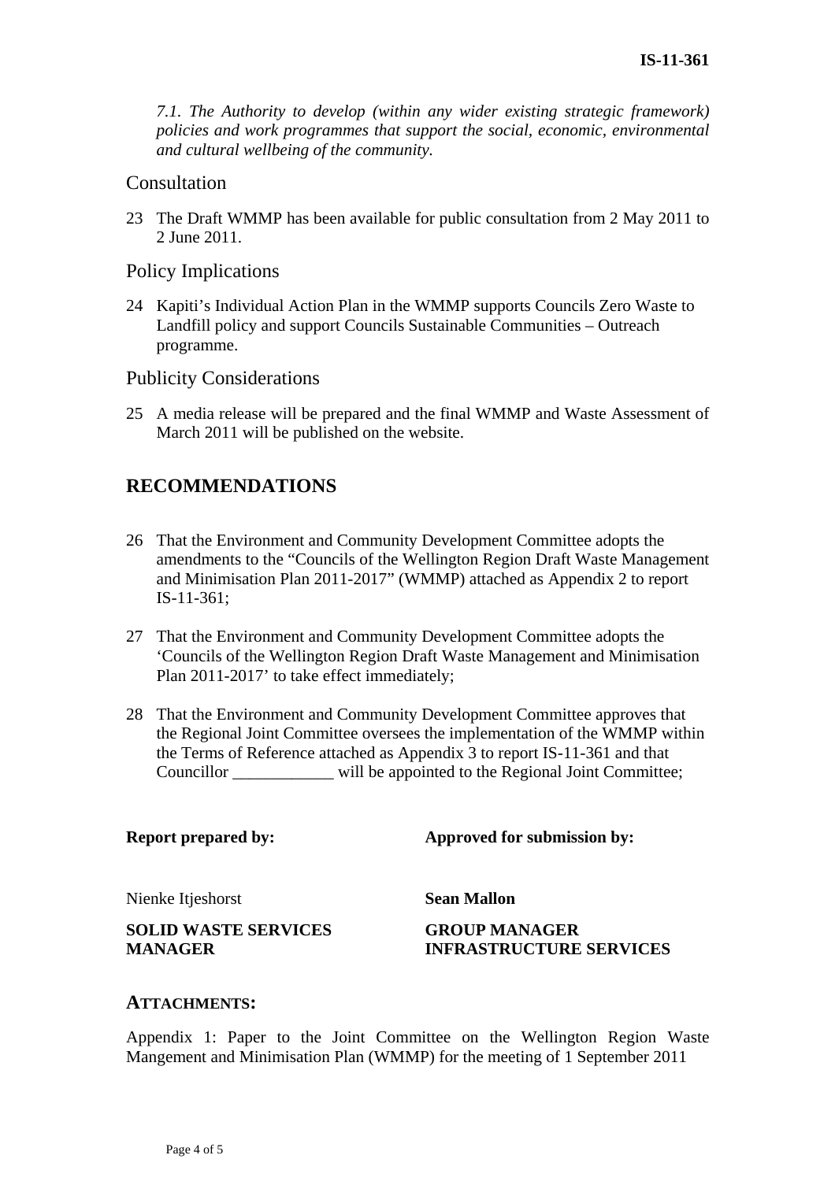*7.1. The Authority to develop (within any wider existing strategic framework) policies and work programmes that support the social, economic, environmental and cultural wellbeing of the community.*

## Consultation

23 The Draft WMMP has been available for public consultation from 2 May 2011 to 2 June 2011.

## Policy Implications

24 Kapiti's Individual Action Plan in the WMMP supports Councils Zero Waste to Landfill policy and support Councils Sustainable Communities – Outreach programme.

## Publicity Considerations

25 A media release will be prepared and the final WMMP and Waste Assessment of March 2011 will be published on the website.

# RECOMMENDATIONS

26 That the Environment and Community Development Committee adopts the amendments to the "Councils of the Wellington Region Draft Waste Management and Minimisation Plan 2011-2017" (WMMP) attached as Appendix 2 to report IS-11-361;

27 That the Environment and Community Development Committee adopts the 'Councils of the Wellington Region Draft Waste Management and Minimisation Plan 2011-2017' to take effect immediately;

28 That the Environment and Community Development Committee approves that the Regional Joint Committee oversees the implementation of the WMMP within the Terms of Reference attached as Appendix 3 to report IS-11-361 and that Councillor ____________ will be appointed to the Regional Joint Committee;

| **Report prepared by:** | **Approved for submission by:** |
|---|---|
| Nienke Itjeshorst | **Sean Mallon** |
| **SOLID WASTE SERVICES MANAGER** | **GROUP MANAGER INFRASTRUCTURE SERVICES** |

## ATTACHMENTS:

Appendix 1: Paper to the Joint Committee on the Wellington Region Waste Mangement and Minimisation Plan (WMMP) for the meeting of 1 September 2011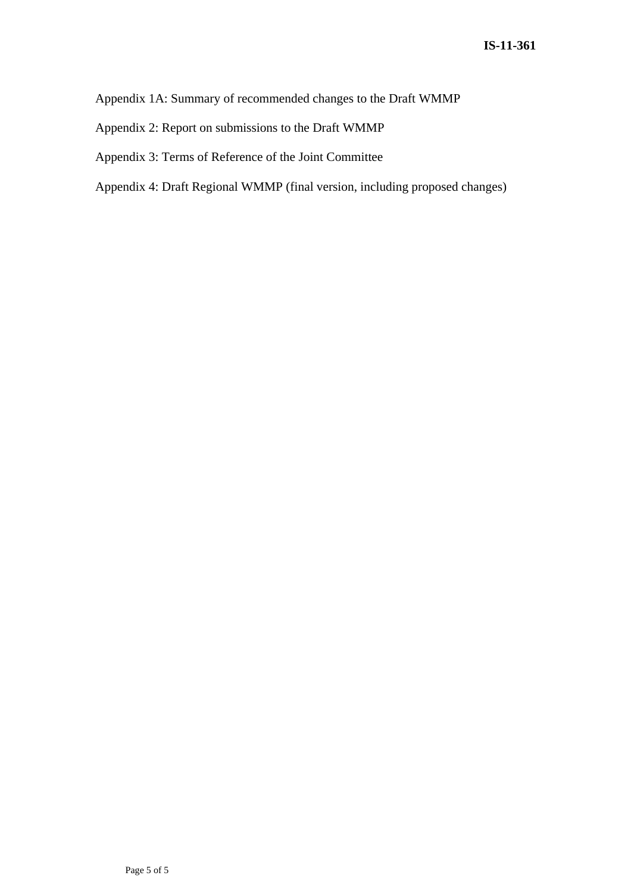Appendix 1A: Summary of recommended changes to the Draft WMMP

Appendix 2: Report on submissions to the Draft WMMP

Appendix 3: Terms of Reference of the Joint Committee

Appendix 4: Draft Regional WMMP (final version, including proposed changes)